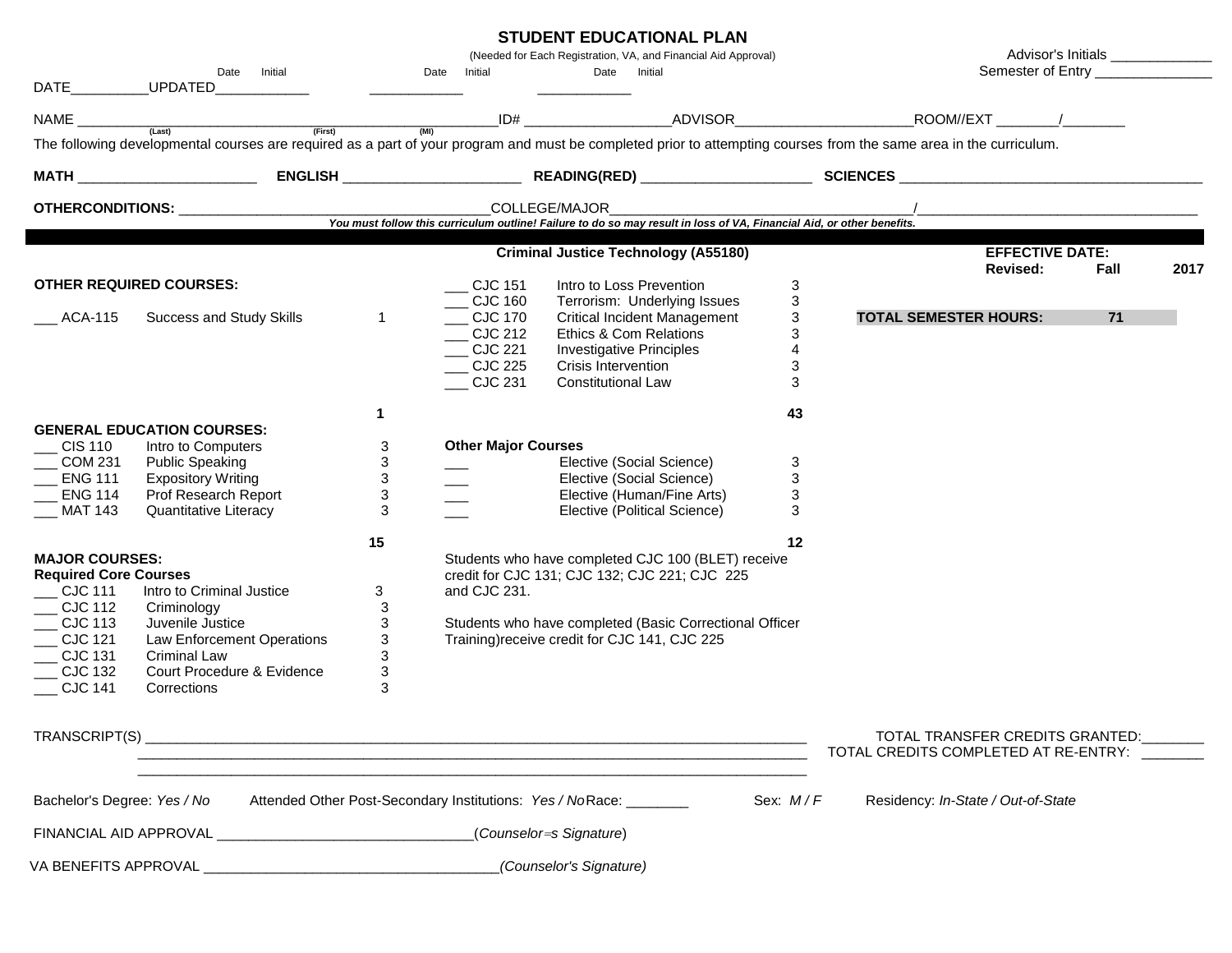# STUDENT EDUCATIONAL PLAN

(Needed for Each Registration, VA, and Financial Aid Approval)

Advisor's Initials ____________
Semester of Entry ______________

DATE__________ UPDATED____________ (Date Initial) ____________ (Date Initial) ____________ (Date Initial)

NAME ______________________________________________ (Last) (First) (MI) ID# __________________ ADVISOR______________________ ROOM//EXT ________/________

The following developmental courses are required as a part of your program and must be completed prior to attempting courses from the same area in the curriculum.

**MATH** ______________________ **ENGLISH** ______________________ **READING(RED)** ______________________ **SCIENCES** ________________________________________

**OTHERCONDITIONS:** ______________________________________ COLLEGE/MAJOR______________________________________/____________________________________

***You must follow this curriculum outline! Failure to do so may result in loss of VA, Financial Aid, or other benefits.***

---

## Criminal Justice Technology (A55180)

**EFFECTIVE DATE:**
**Revised: Fall 2017**

**TOTAL SEMESTER HOURS: 71**

### OTHER REQUIRED COURSES:

| | Course | Title | Hours |
|---|---|---|---|
| ___ | ACA-115 | Success and Study Skills | 1 |
| | | | **1** |

### GENERAL EDUCATION COURSES:

| | Course | Title | Hours |
|---|---|---|---|
| ___ | CIS 110 | Intro to Computers | 3 |
| ___ | COM 231 | Public Speaking | 3 |
| ___ | ENG 111 | Expository Writing | 3 |
| ___ | ENG 114 | Prof Research Report | 3 |
| ___ | MAT 143 | Quantitative Literacy | 3 |
| | | | **15** |

### MAJOR COURSES:

**Required Core Courses**

| | Course | Title | Hours |
|---|---|---|---|
| ___ | CJC 111 | Intro to Criminal Justice | 3 |
| ___ | CJC 112 | Criminology | 3 |
| ___ | CJC 113 | Juvenile Justice | 3 |
| ___ | CJC 121 | Law Enforcement Operations | 3 |
| ___ | CJC 131 | Criminal Law | 3 |
| ___ | CJC 132 | Court Procedure & Evidence | 3 |
| ___ | CJC 141 | Corrections | 3 |
| ___ | CJC 151 | Intro to Loss Prevention | 3 |
| ___ | CJC 160 | Terrorism: Underlying Issues | 3 |
| ___ | CJC 170 | Critical Incident Management | 3 |
| ___ | CJC 212 | Ethics & Com Relations | 3 |
| ___ | CJC 221 | Investigative Principles | 4 |
| ___ | CJC 225 | Crisis Intervention | 3 |
| ___ | CJC 231 | Constitutional Law | 3 |
| | | | **43** |

**Other Major Courses**

| | Course | Hours |
|---|---|---|
| ___ | Elective (Social Science) | 3 |
| ___ | Elective (Social Science) | 3 |
| ___ | Elective (Human/Fine Arts) | 3 |
| ___ | Elective (Political Science) | 3 |
| | | **12** |

Students who have completed CJC 100 (BLET) receive credit for CJC 131; CJC 132; CJC 221; CJC 225 and CJC 231.

Students who have completed (Basic Correctional Officer Training)receive credit for CJC 141, CJC 225

---

TRANSCRIPT(S) ______________________________________________________________________________________

TOTAL TRANSFER CREDITS GRANTED:________
TOTAL CREDITS COMPLETED AT RE-ENTRY: ________

Bachelor's Degree: *Yes / No*  Attended Other Post-Secondary Institutions: *Yes / No* Race: ________  Sex: *M / F*  Residency: *In-State / Out-of-State*

FINANCIAL AID APPROVAL ________________________________(*Counselor=s Signature*)

VA BENEFITS APPROVAL ____________________________________*(Counselor's Signature)*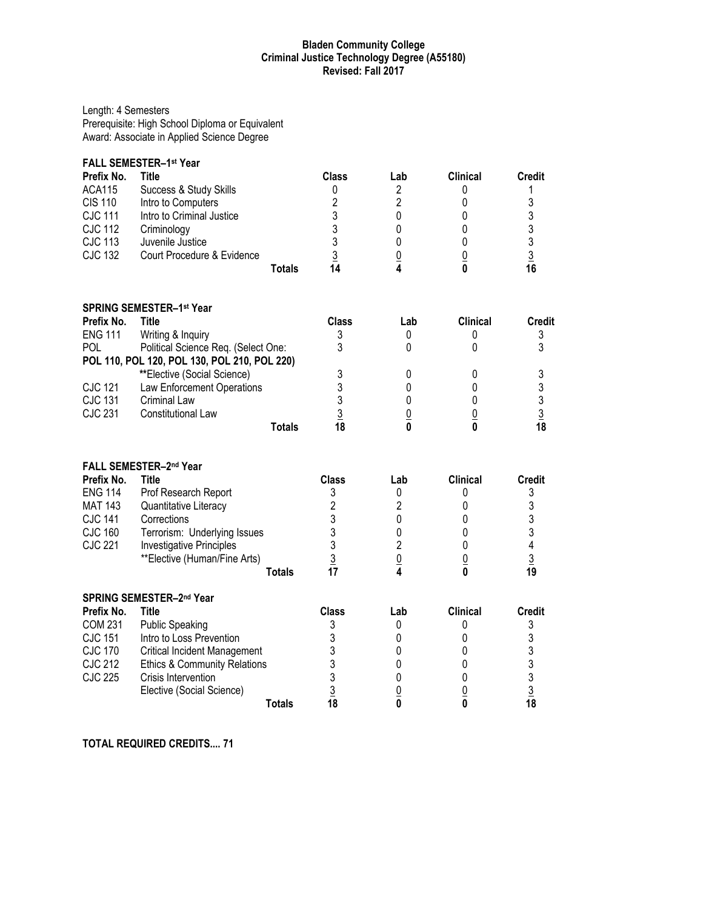**Bladen Community College**
**Criminal Justice Technology Degree (A55180)**
**Revised: Fall 2017**

Length: 4 Semesters
Prerequisite: High School Diploma or Equivalent
Award: Associate in Applied Science Degree

**FALL SEMESTER–1st Year**

| Prefix No. | Title | Class | Lab | Clinical | Credit |
|---|---|---|---|---|---|
| ACA115 | Success & Study Skills | 0 | 2 | 0 | 1 |
| CIS 110 | Intro to Computers | 2 | 2 | 0 | 3 |
| CJC 111 | Intro to Criminal Justice | 3 | 0 | 0 | 3 |
| CJC 112 | Criminology | 3 | 0 | 0 | 3 |
| CJC 113 | Juvenile Justice | 3 | 0 | 0 | 3 |
| CJC 132 | Court Procedure & Evidence | 3 | 0 | 0 | 3 |
| | **Totals** | **14** | **4** | **0** | **16** |

**SPRING SEMESTER–1st Year**

| Prefix No. | Title | Class | Lab | Clinical | Credit |
|---|---|---|---|---|---|
| ENG 111 | Writing & Inquiry | 3 | 0 | 0 | 3 |
| POL | Political Science Req. (Select One: | 3 | 0 | 0 | 3 |
| **POL 110, POL 120, POL 130, POL 210, POL 220)** | | | | | |
| | **Elective (Social Science) | 3 | 0 | 0 | 3 |
| CJC 121 | Law Enforcement Operations | 3 | 0 | 0 | 3 |
| CJC 131 | Criminal Law | 3 | 0 | 0 | 3 |
| CJC 231 | Constitutional Law | 3 | 0 | 0 | 3 |
| | **Totals** | **18** | **0** | **0** | **18** |

**FALL SEMESTER–2nd Year**

| Prefix No. | Title | Class | Lab | Clinical | Credit |
|---|---|---|---|---|---|
| ENG 114 | Prof Research Report | 3 | 0 | 0 | 3 |
| MAT 143 | Quantitative Literacy | 2 | 2 | 0 | 3 |
| CJC 141 | Corrections | 3 | 0 | 0 | 3 |
| CJC 160 | Terrorism: Underlying Issues | 3 | 0 | 0 | 3 |
| CJC 221 | Investigative Principles | 3 | 2 | 0 | 4 |
| | **Elective (Human/Fine Arts) | 3 | 0 | 0 | 3 |
| | **Totals** | **17** | **4** | **0** | **19** |

**SPRING SEMESTER–2nd Year**

| Prefix No. | Title | Class | Lab | Clinical | Credit |
|---|---|---|---|---|---|
| COM 231 | Public Speaking | 3 | 0 | 0 | 3 |
| CJC 151 | Intro to Loss Prevention | 3 | 0 | 0 | 3 |
| CJC 170 | Critical Incident Management | 3 | 0 | 0 | 3 |
| CJC 212 | Ethics & Community Relations | 3 | 0 | 0 | 3 |
| CJC 225 | Crisis Intervention | 3 | 0 | 0 | 3 |
| | Elective (Social Science) | 3 | 0 | 0 | 3 |
| | **Totals** | **18** | **0** | **0** | **18** |

**TOTAL REQUIRED CREDITS.... 71**